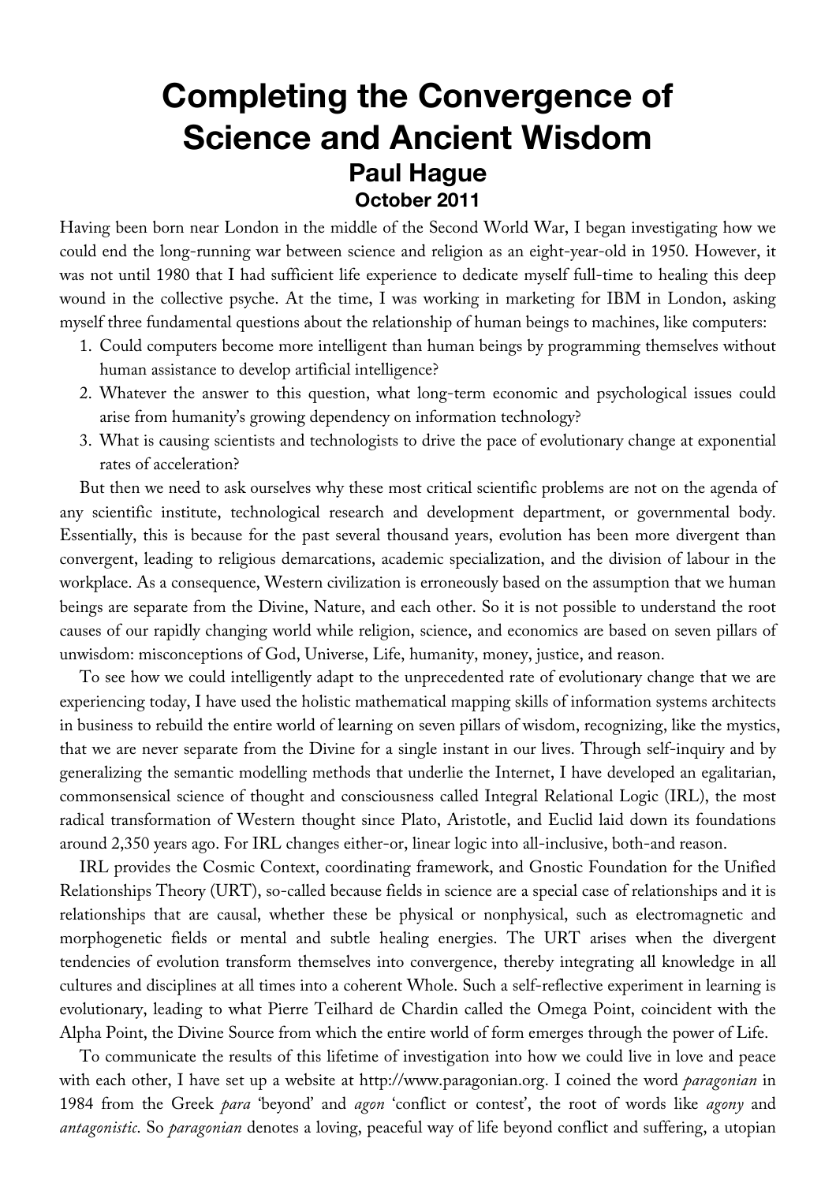# Completing the Convergence of Science and Ancient Wisdom

## Paul Hague

### October 2011

Having been born near London in the middle of the Second World War, I began investigating how we could end the long-running war between science and religion as an eight-year-old in 1950. However, it was not until 1980 that I had sufficient life experience to dedicate myself full-time to healing this deep wound in the collective psyche. At the time, I was working in marketing for IBM in London, asking myself three fundamental questions about the relationship of human beings to machines, like computers:

1. Could computers become more intelligent than human beings by programming themselves without human assistance to develop artificial intelligence?
2. Whatever the answer to this question, what long-term economic and psychological issues could arise from humanity's growing dependency on information technology?
3. What is causing scientists and technologists to drive the pace of evolutionary change at exponential rates of acceleration?

But then we need to ask ourselves why these most critical scientific problems are not on the agenda of any scientific institute, technological research and development department, or governmental body. Essentially, this is because for the past several thousand years, evolution has been more divergent than convergent, leading to religious demarcations, academic specialization, and the division of labour in the workplace. As a consequence, Western civilization is erroneously based on the assumption that we human beings are separate from the Divine, Nature, and each other. So it is not possible to understand the root causes of our rapidly changing world while religion, science, and economics are based on seven pillars of unwisdom: misconceptions of God, Universe, Life, humanity, money, justice, and reason.

To see how we could intelligently adapt to the unprecedented rate of evolutionary change that we are experiencing today, I have used the holistic mathematical mapping skills of information systems architects in business to rebuild the entire world of learning on seven pillars of wisdom, recognizing, like the mystics, that we are never separate from the Divine for a single instant in our lives. Through self-inquiry and by generalizing the semantic modelling methods that underlie the Internet, I have developed an egalitarian, commonsensical science of thought and consciousness called Integral Relational Logic (IRL), the most radical transformation of Western thought since Plato, Aristotle, and Euclid laid down its foundations around 2,350 years ago. For IRL changes either-or, linear logic into all-inclusive, both-and reason.

IRL provides the Cosmic Context, coordinating framework, and Gnostic Foundation for the Unified Relationships Theory (URT), so-called because fields in science are a special case of relationships and it is relationships that are causal, whether these be physical or nonphysical, such as electromagnetic and morphogenetic fields or mental and subtle healing energies. The URT arises when the divergent tendencies of evolution transform themselves into convergence, thereby integrating all knowledge in all cultures and disciplines at all times into a coherent Whole. Such a self-reflective experiment in learning is evolutionary, leading to what Pierre Teilhard de Chardin called the Omega Point, coincident with the Alpha Point, the Divine Source from which the entire world of form emerges through the power of Life.

To communicate the results of this lifetime of investigation into how we could live in love and peace with each other, I have set up a website at http://www.paragonian.org. I coined the word *paragonian* in 1984 from the Greek *para* 'beyond' and *agon* 'conflict or contest', the root of words like *agony* and *antagonistic*. So *paragonian* denotes a loving, peaceful way of life beyond conflict and suffering, a utopian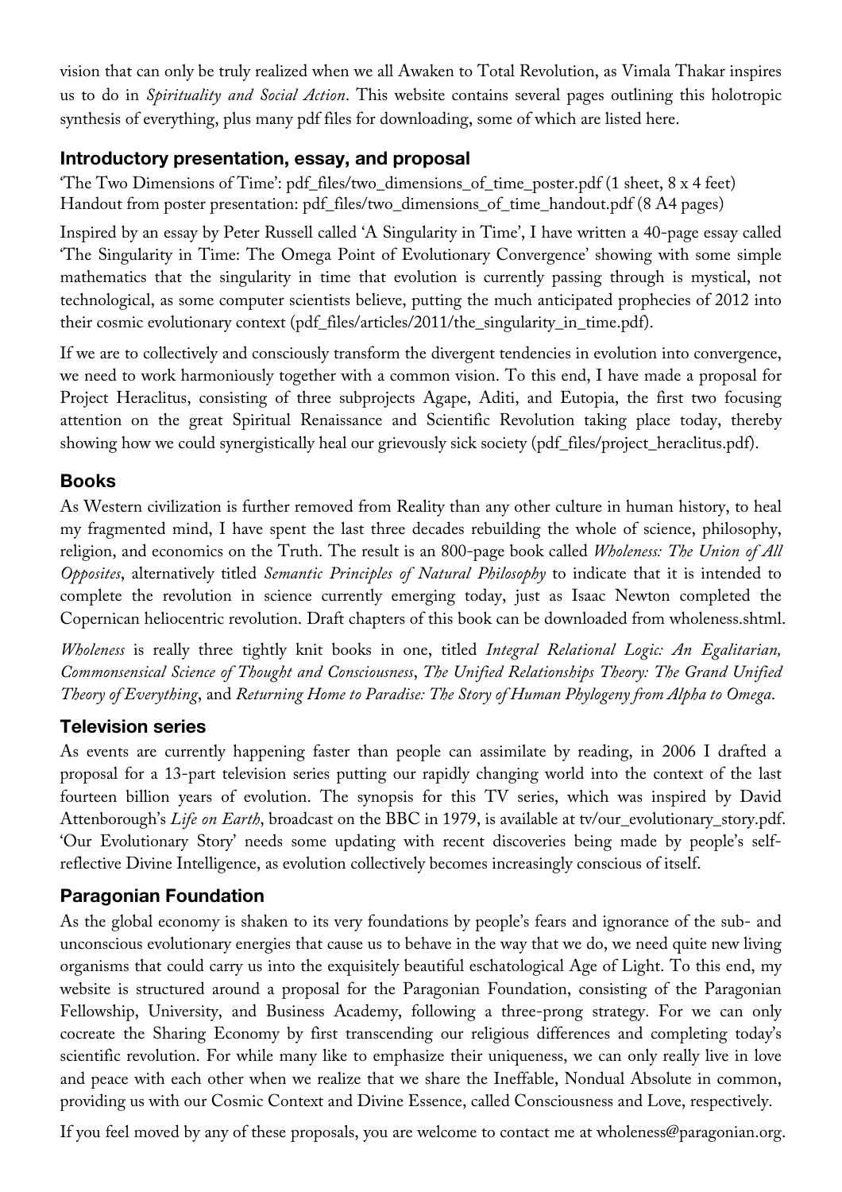vision that can only be truly realized when we all Awaken to Total Revolution, as Vimala Thakar inspires us to do in *Spirituality and Social Action*. This website contains several pages outlining this holotropic synthesis of everything, plus many pdf files for downloading, some of which are listed here.

## Introductory presentation, essay, and proposal

'The Two Dimensions of Time': pdf_files/two_dimensions_of_time_poster.pdf (1 sheet, 8 x 4 feet)
Handout from poster presentation: pdf_files/two_dimensions_of_time_handout.pdf (8 A4 pages)

Inspired by an essay by Peter Russell called 'A Singularity in Time', I have written a 40-page essay called 'The Singularity in Time: The Omega Point of Evolutionary Convergence' showing with some simple mathematics that the singularity in time that evolution is currently passing through is mystical, not technological, as some computer scientists believe, putting the much anticipated prophecies of 2012 into their cosmic evolutionary context (pdf_files/articles/2011/the_singularity_in_time.pdf).

If we are to collectively and consciously transform the divergent tendencies in evolution into convergence, we need to work harmoniously together with a common vision. To this end, I have made a proposal for Project Heraclitus, consisting of three subprojects Agape, Aditi, and Eutopia, the first two focusing attention on the great Spiritual Renaissance and Scientific Revolution taking place today, thereby showing how we could synergistically heal our grievously sick society (pdf_files/project_heraclitus.pdf).

## Books

As Western civilization is further removed from Reality than any other culture in human history, to heal my fragmented mind, I have spent the last three decades rebuilding the whole of science, philosophy, religion, and economics on the Truth. The result is an 800-page book called *Wholeness: The Union of All Opposites*, alternatively titled *Semantic Principles of Natural Philosophy* to indicate that it is intended to complete the revolution in science currently emerging today, just as Isaac Newton completed the Copernican heliocentric revolution. Draft chapters of this book can be downloaded from wholeness.shtml.

*Wholeness* is really three tightly knit books in one, titled *Integral Relational Logic: An Egalitarian, Commonsensical Science of Thought and Consciousness*, *The Unified Relationships Theory: The Grand Unified Theory of Everything*, and *Returning Home to Paradise: The Story of Human Phylogeny from Alpha to Omega*.

## Television series

As events are currently happening faster than people can assimilate by reading, in 2006 I drafted a proposal for a 13-part television series putting our rapidly changing world into the context of the last fourteen billion years of evolution. The synopsis for this TV series, which was inspired by David Attenborough's *Life on Earth*, broadcast on the BBC in 1979, is available at tv/our_evolutionary_story.pdf. 'Our Evolutionary Story' needs some updating with recent discoveries being made by people's self-reflective Divine Intelligence, as evolution collectively becomes increasingly conscious of itself.

## Paragonian Foundation

As the global economy is shaken to its very foundations by people's fears and ignorance of the sub- and unconscious evolutionary energies that cause us to behave in the way that we do, we need quite new living organisms that could carry us into the exquisitely beautiful eschatological Age of Light. To this end, my website is structured around a proposal for the Paragonian Foundation, consisting of the Paragonian Fellowship, University, and Business Academy, following a three-prong strategy. For we can only cocreate the Sharing Economy by first transcending our religious differences and completing today's scientific revolution. For while many like to emphasize their uniqueness, we can only really live in love and peace with each other when we realize that we share the Ineffable, Nondual Absolute in common, providing us with our Cosmic Context and Divine Essence, called Consciousness and Love, respectively.

If you feel moved by any of these proposals, you are welcome to contact me at wholeness@paragonian.org.